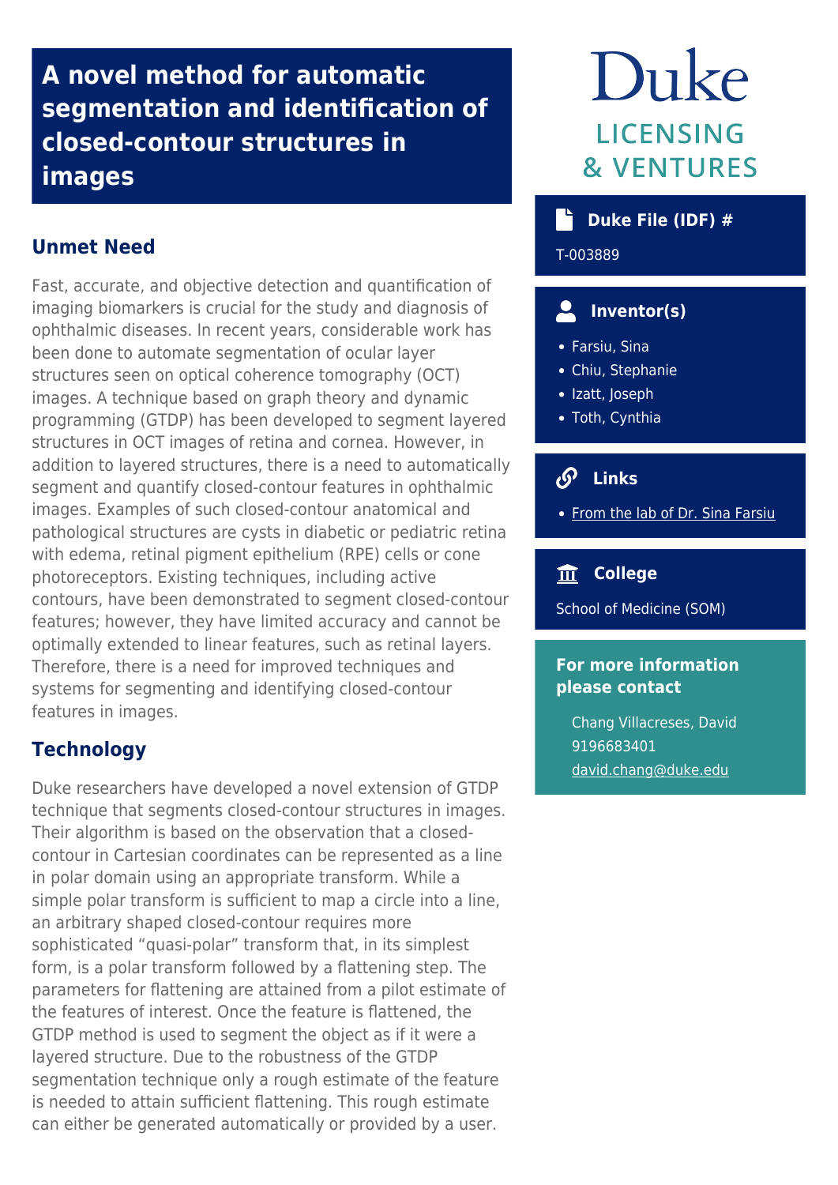# A novel method for automatic segmentation and identification of closed-contour structures in images

## Unmet Need

Fast, accurate, and objective detection and quantification of imaging biomarkers is crucial for the study and diagnosis of ophthalmic diseases. In recent years, considerable work has been done to automate segmentation of ocular layer structures seen on optical coherence tomography (OCT) images. A technique based on graph theory and dynamic programming (GTDP) has been developed to segment layered structures in OCT images of retina and cornea. However, in addition to layered structures, there is a need to automatically segment and quantify closed-contour features in ophthalmic images. Examples of such closed-contour anatomical and pathological structures are cysts in diabetic or pediatric retina with edema, retinal pigment epithelium (RPE) cells or cone photoreceptors. Existing techniques, including active contours, have been demonstrated to segment closed-contour features; however, they have limited accuracy and cannot be optimally extended to linear features, such as retinal layers. Therefore, there is a need for improved techniques and systems for segmenting and identifying closed-contour features in images.

## Technology

Duke researchers have developed a novel extension of GTDP technique that segments closed-contour structures in images. Their algorithm is based on the observation that a closed-contour in Cartesian coordinates can be represented as a line in polar domain using an appropriate transform. While a simple polar transform is sufficient to map a circle into a line, an arbitrary shaped closed-contour requires more sophisticated “quasi-polar” transform that, in its simplest form, is a polar transform followed by a flattening step. The parameters for flattening are attained from a pilot estimate of the features of interest. Once the feature is flattened, the GTDP method is used to segment the object as if it were a layered structure. Due to the robustness of the GTDP segmentation technique only a rough estimate of the feature is needed to attain sufficient flattening. This rough estimate can either be generated automatically or provided by a user.

Duke
LICENSING & VENTURES

### Duke File (IDF) #

T-003889

### Inventor(s)

- Farsiu, Sina
- Chiu, Stephanie
- Izatt, Joseph
- Toth, Cynthia

### Links

- From the lab of Dr. Sina Farsiu

### College

School of Medicine (SOM)

### For more information please contact

Chang Villacreses, David
9196683401
david.chang@duke.edu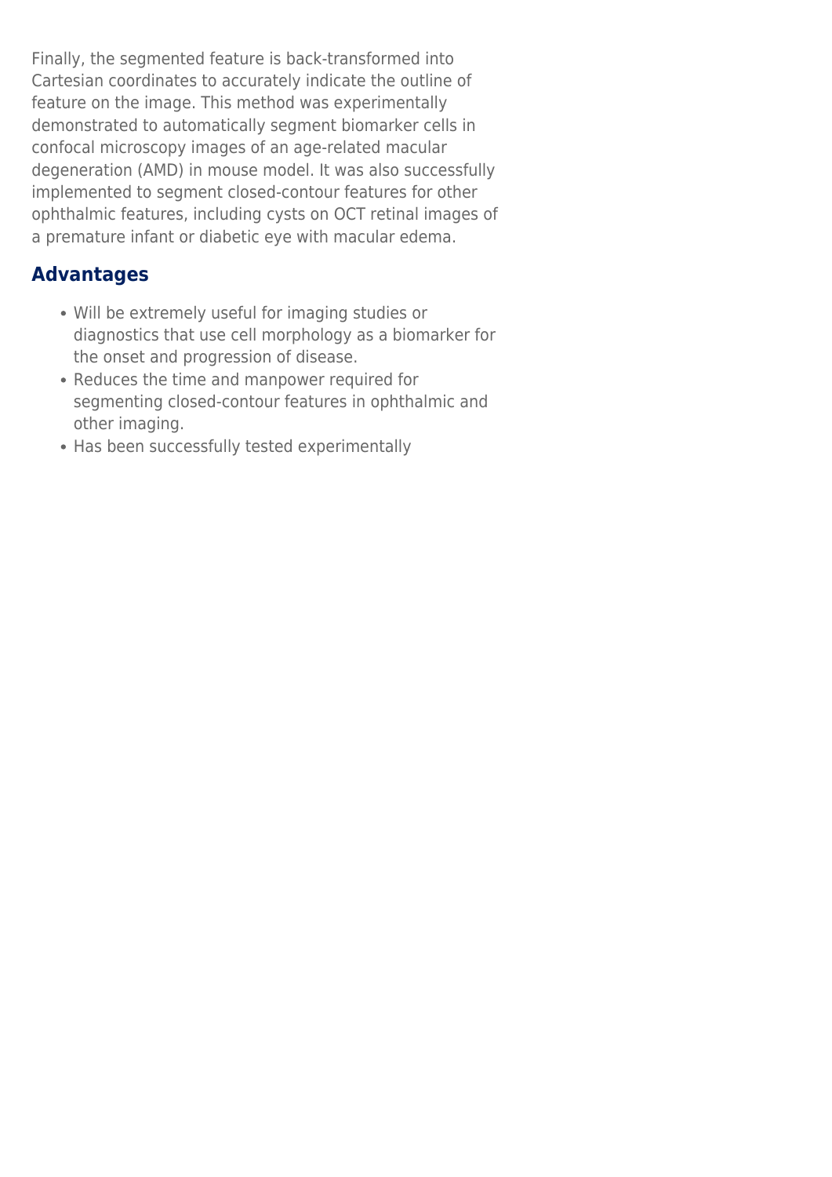Finally, the segmented feature is back-transformed into Cartesian coordinates to accurately indicate the outline of feature on the image. This method was experimentally demonstrated to automatically segment biomarker cells in confocal microscopy images of an age-related macular degeneration (AMD) in mouse model. It was also successfully implemented to segment closed-contour features for other ophthalmic features, including cysts on OCT retinal images of a premature infant or diabetic eye with macular edema.

## Advantages

- Will be extremely useful for imaging studies or diagnostics that use cell morphology as a biomarker for the onset and progression of disease.
- Reduces the time and manpower required for segmenting closed-contour features in ophthalmic and other imaging.
- Has been successfully tested experimentally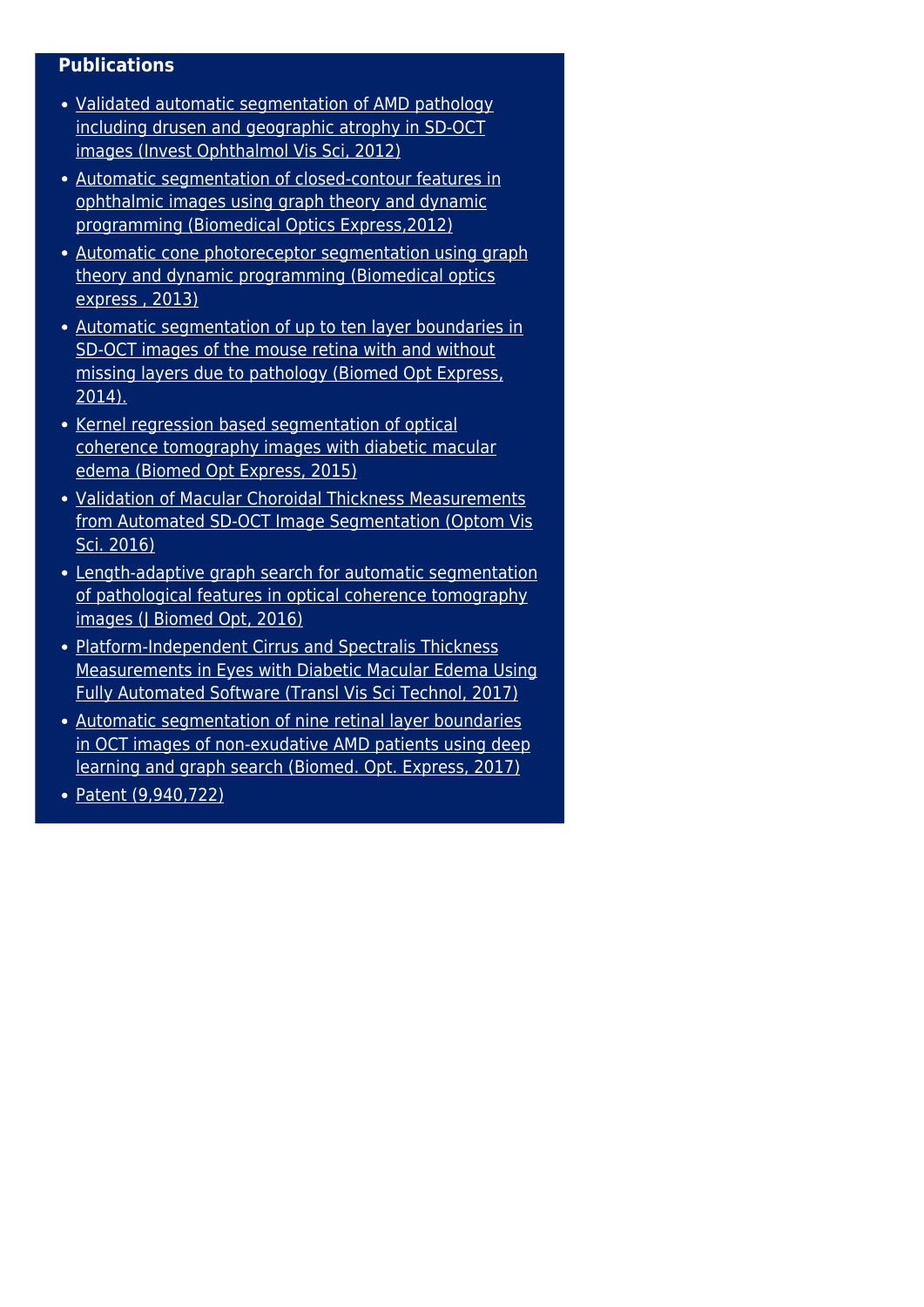## Publications

- Validated automatic segmentation of AMD pathology including drusen and geographic atrophy in SD-OCT images (Invest Ophthalmol Vis Sci, 2012)
- Automatic segmentation of closed-contour features in ophthalmic images using graph theory and dynamic programming (Biomedical Optics Express,2012)
- Automatic cone photoreceptor segmentation using graph theory and dynamic programming (Biomedical optics express , 2013)
- Automatic segmentation of up to ten layer boundaries in SD-OCT images of the mouse retina with and without missing layers due to pathology (Biomed Opt Express, 2014).
- Kernel regression based segmentation of optical coherence tomography images with diabetic macular edema (Biomed Opt Express, 2015)
- Validation of Macular Choroidal Thickness Measurements from Automated SD-OCT Image Segmentation (Optom Vis Sci. 2016)
- Length-adaptive graph search for automatic segmentation of pathological features in optical coherence tomography images (J Biomed Opt, 2016)
- Platform-Independent Cirrus and Spectralis Thickness Measurements in Eyes with Diabetic Macular Edema Using Fully Automated Software (Transl Vis Sci Technol, 2017)
- Automatic segmentation of nine retinal layer boundaries in OCT images of non-exudative AMD patients using deep learning and graph search (Biomed. Opt. Express, 2017)
- Patent (9,940,722)